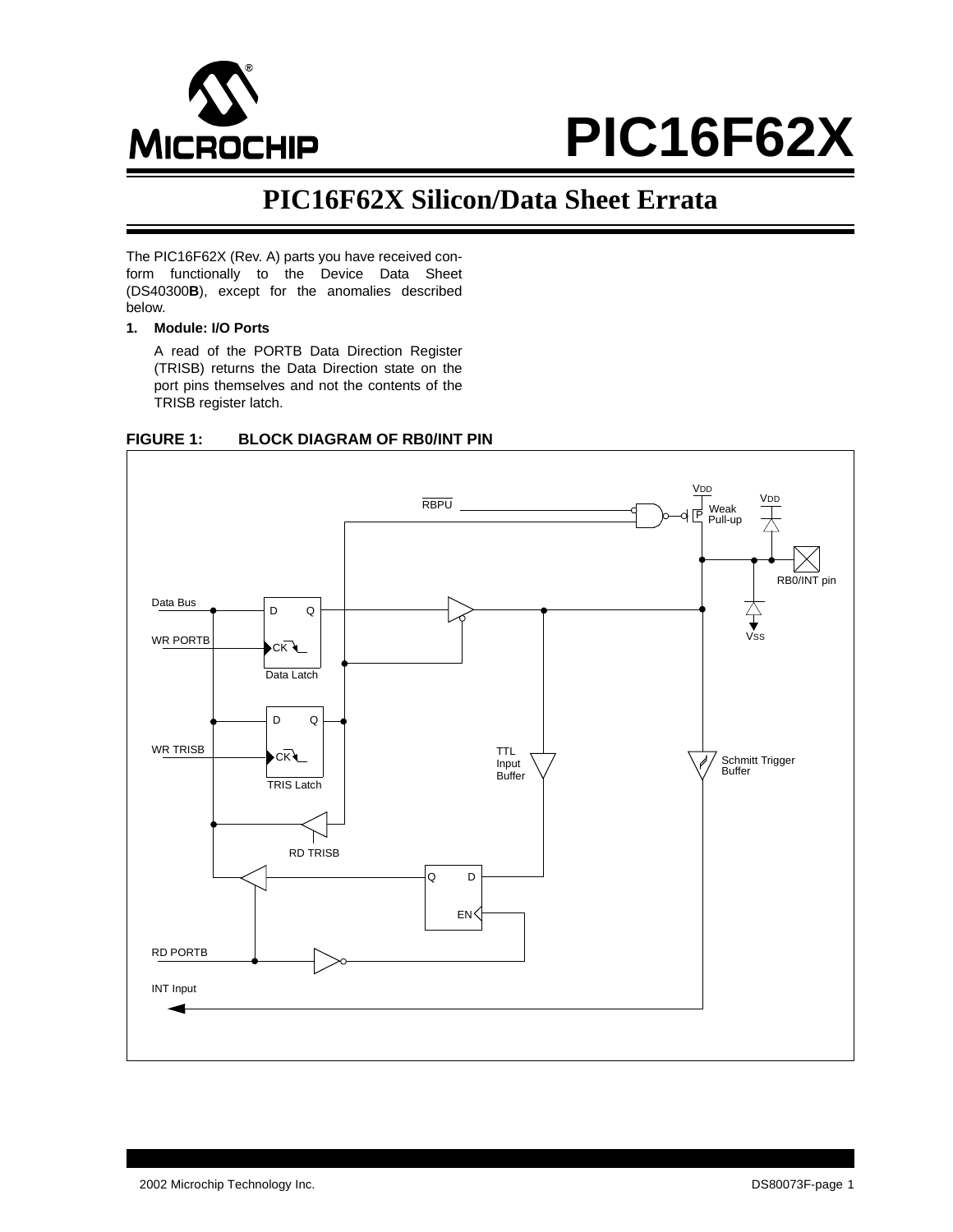# PIC16F62X

## PIC16F62X Silicon/Data Sheet Errata

The PIC16F62X (Rev. A) parts you have received conform functionally to the Device Data Sheet (DS40300**B**), except for the anomalies described below.

1. **Module: I/O Ports**

   A read of the PORTB Data Direction Register (TRISB) returns the Data Direction state on the port pins themselves and not the contents of the TRISB register latch.

**FIGURE 1: BLOCK DIAGRAM OF RB0/INT PIN**

VDD, RBPU, Weak Pull-up, P, VDD, RB0/INT pin, Data Bus, D, Q, WR PORTB, CK, Data Latch, VSS, D, Q, WR TRISB, CK, TRIS Latch, TTL Input Buffer, Schmitt Trigger Buffer, RD TRISB, Q, D, EN, RD PORTB, INT Input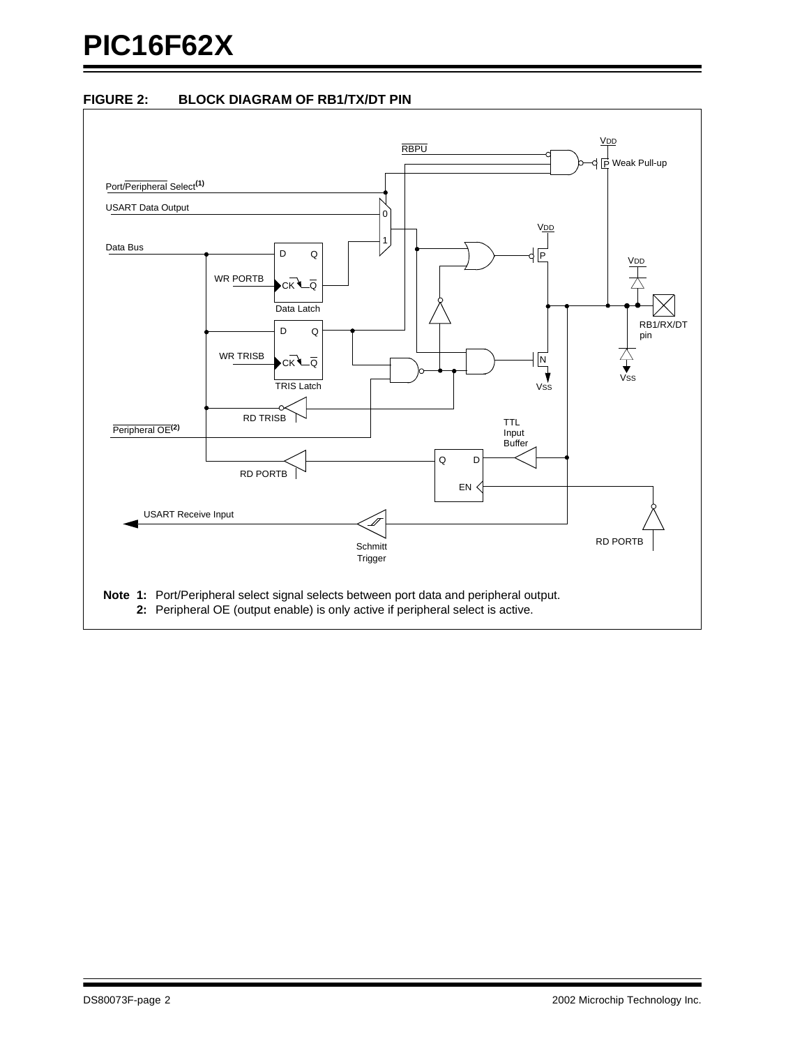**FIGURE 2: BLOCK DIAGRAM OF RB1/TX/DT PIN**

**Note 1:** Port/Peripheral select signal selects between port data and peripheral output.

**2:** Peripheral OE (output enable) is only active if peripheral select is active.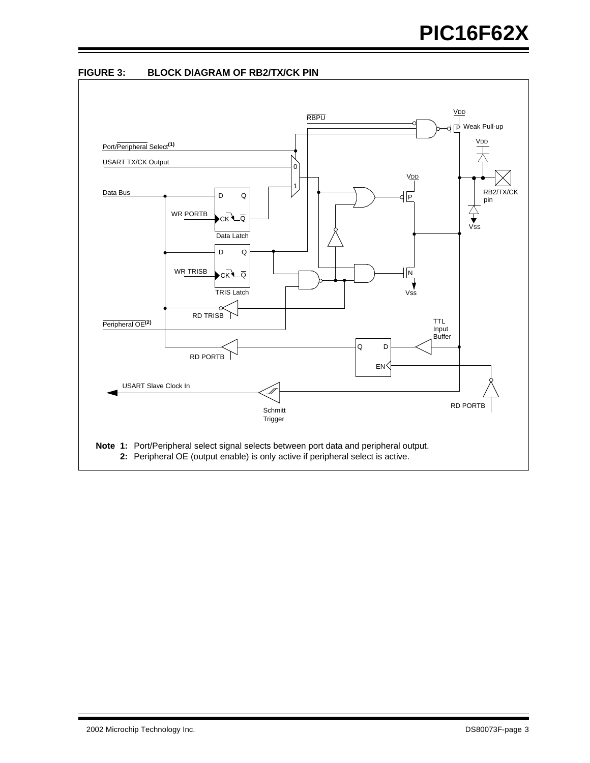**FIGURE 3: BLOCK DIAGRAM OF RB2/TX/CK PIN**

**Note 1:** Port/Peripheral select signal selects between port data and peripheral output.

**2:** Peripheral OE (output enable) is only active if peripheral select is active.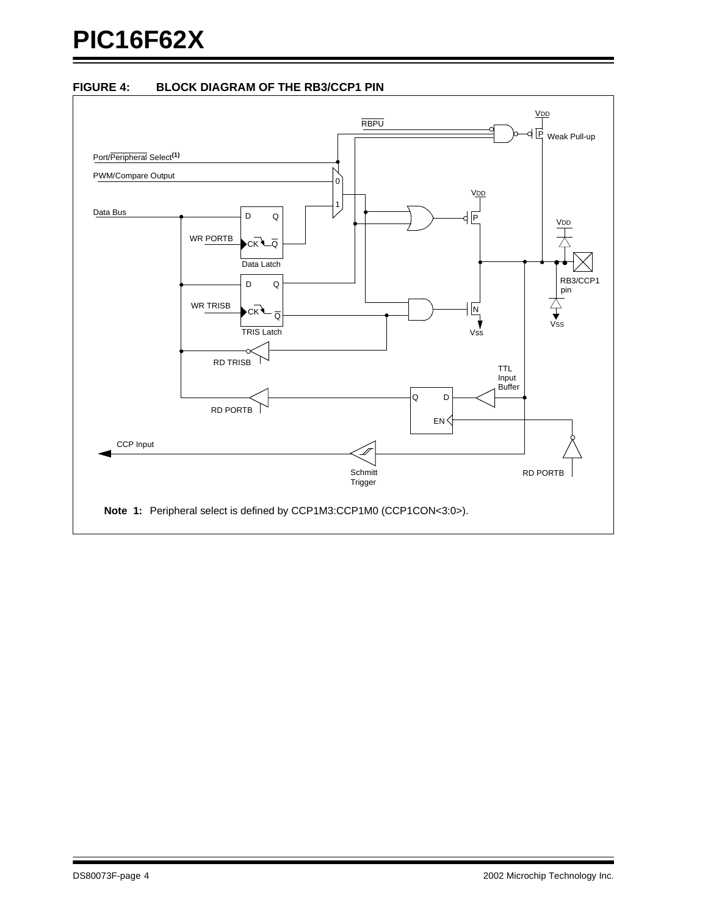**FIGURE 4: BLOCK DIAGRAM OF THE RB3/CCP1 PIN**

**Note 1:** Peripheral select is defined by CCP1M3:CCP1M0 (CCP1CON<3:0>).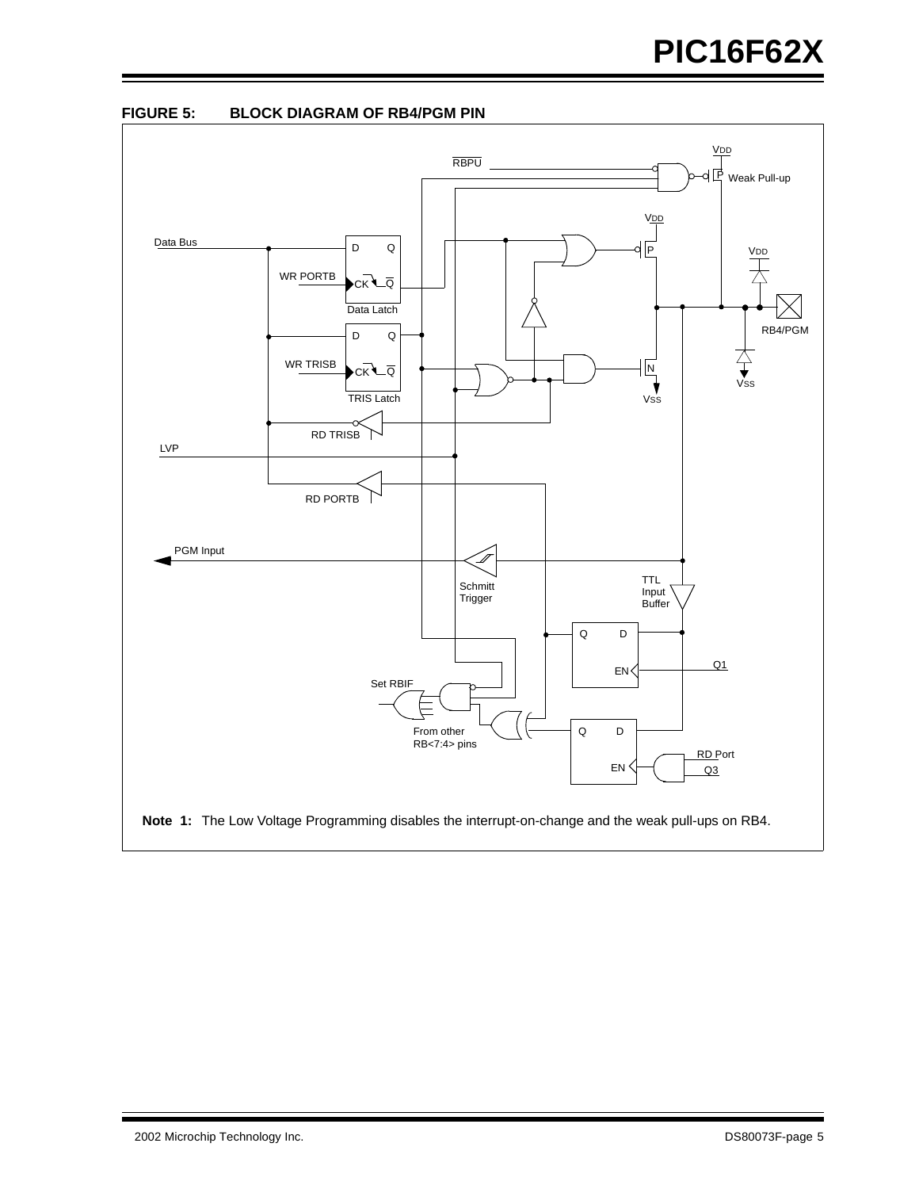**FIGURE 5: BLOCK DIAGRAM OF RB4/PGM PIN**

**Note 1:** The Low Voltage Programming disables the interrupt-on-change and the weak pull-ups on RB4.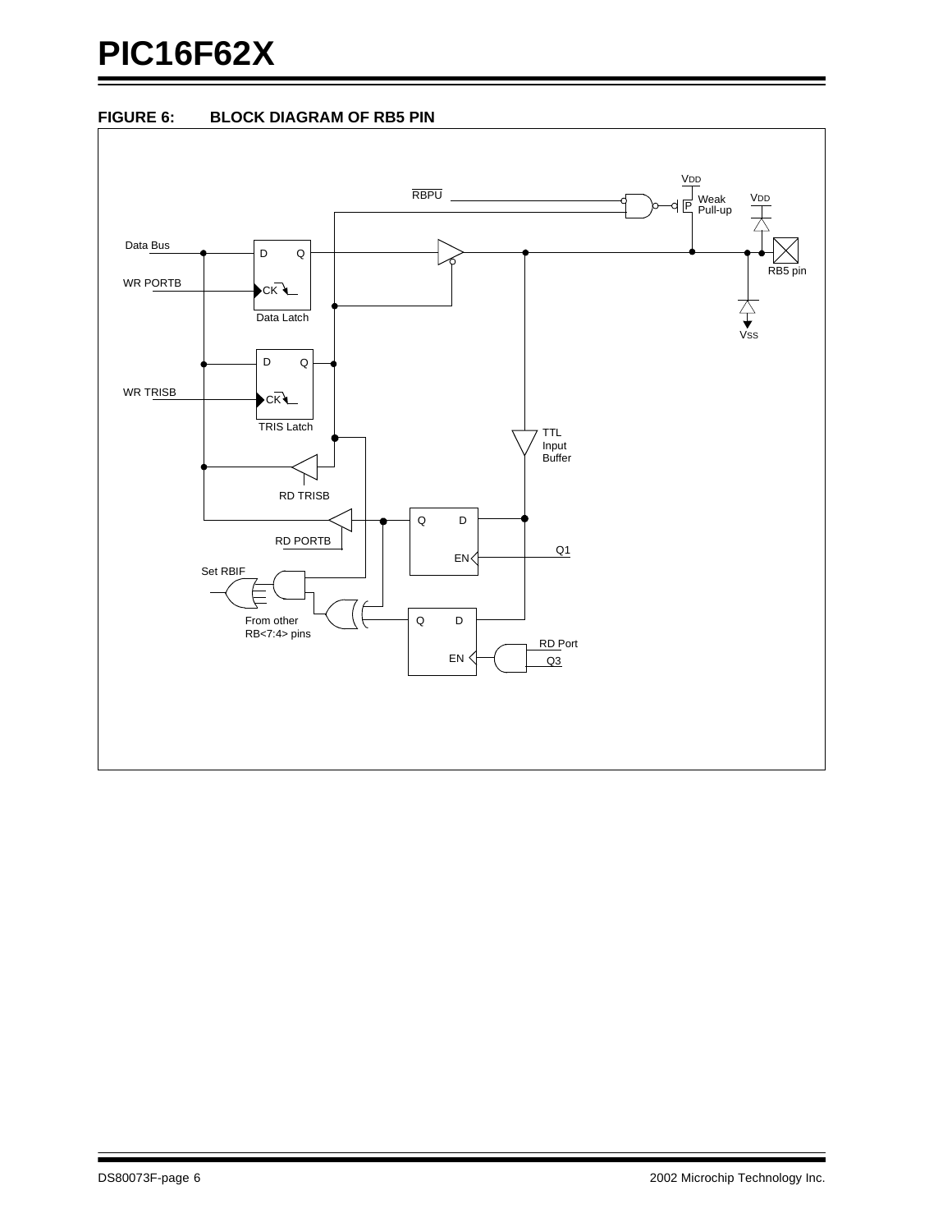**FIGURE 6: BLOCK DIAGRAM OF RB5 PIN**

Data Bus

WR PORTB

WR TRISB

D Q

CK

Data Latch

D Q

CK

TRIS Latch

RD TRISB

RD PORTB

Set RBIF

From other RB<7:4> pins

RBPU

VDD

P

Weak Pull-up

VDD

RB5 pin

VSS

TTL Input Buffer

Q D

EN

Q1

Q D

EN

RD Port

Q3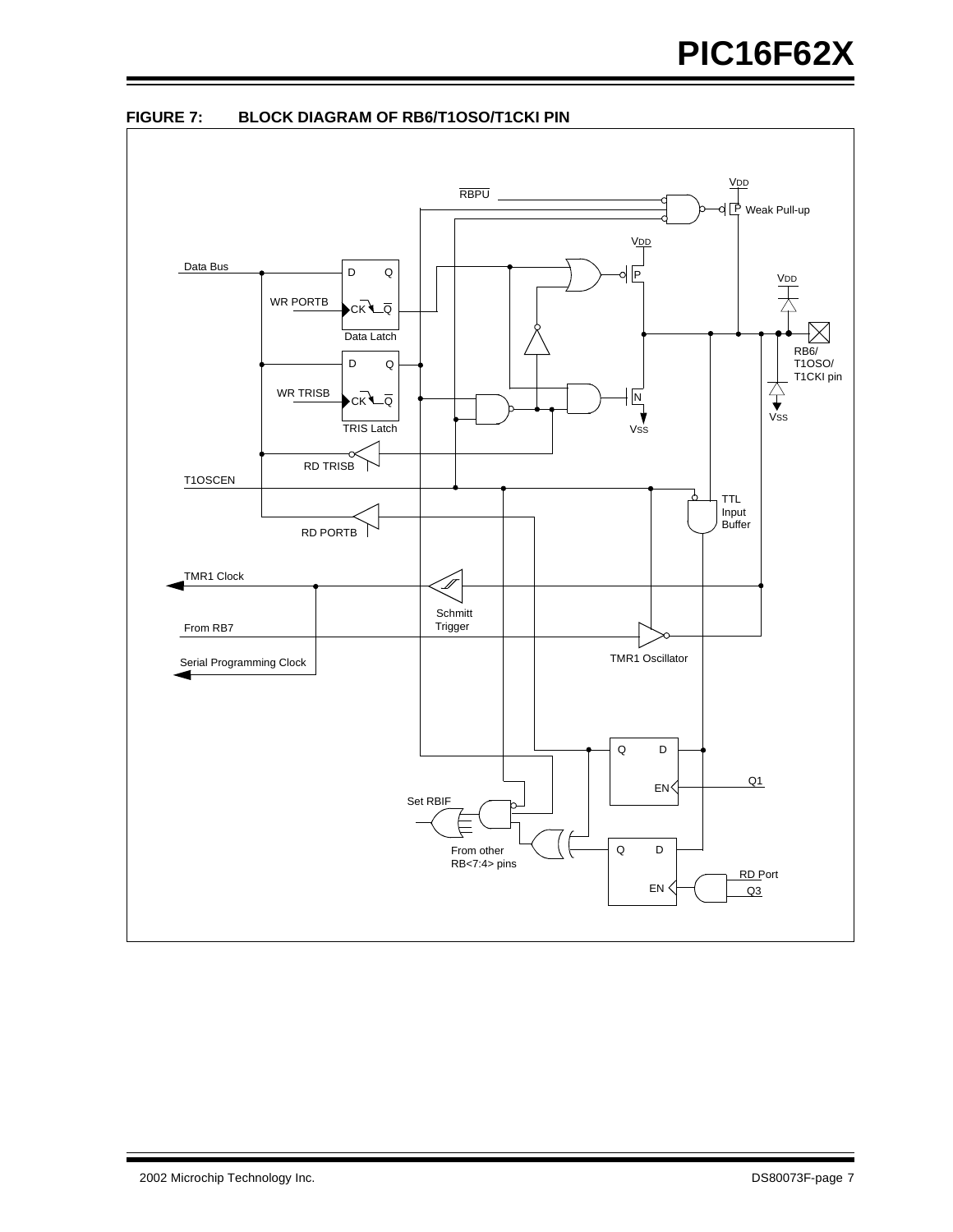**FIGURE 7: BLOCK DIAGRAM OF RB6/T1OSO/T1CKI PIN**

RBPU

VDD

Weak Pull-up

VDD

Data Bus

D Q

WR PORTB

CK Q

Data Latch

P

VDD

RB6/
T1OSO/
T1CKI pin

D Q

WR TRISB

CK Q

TRIS Latch

N

VSS

VSS

RD TRISB

T1OSCEN

TTL
Input
Buffer

RD PORTB

TMR1 Clock

Schmitt
Trigger

From RB7

TMR1 Oscillator

Serial Programming Clock

Q D

EN

Q1

Set RBIF

From other
RB<7:4> pins

Q D

EN

RD Port

Q3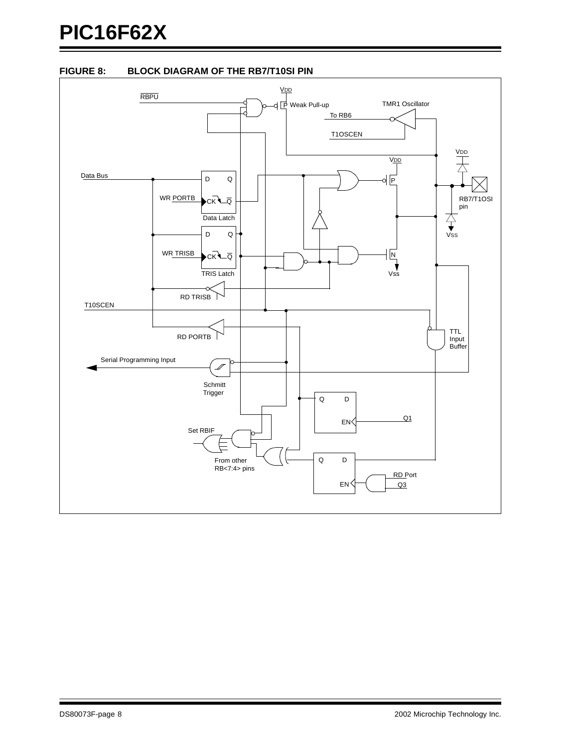**FIGURE 8: BLOCK DIAGRAM OF THE RB7/T1OSI PIN**

RBPU
VDD
P Weak Pull-up
TMR1 Oscillator
To RB6
T1OSCEN
VDD
VDD
Data Bus
D Q
P
WR PORTB
CK Q
RB7/T1OSI pin
Data Latch
VSS
D Q
WR TRISB
CK Q
N
TRIS Latch
Vss
RD TRISB
T1OSCEN
TTL Input Buffer
RD PORTB
Serial Programming Input
Schmitt Trigger
Q D
EN
Q1
Set RBIF
Q D
From other RB<7:4> pins
RD Port
EN
Q3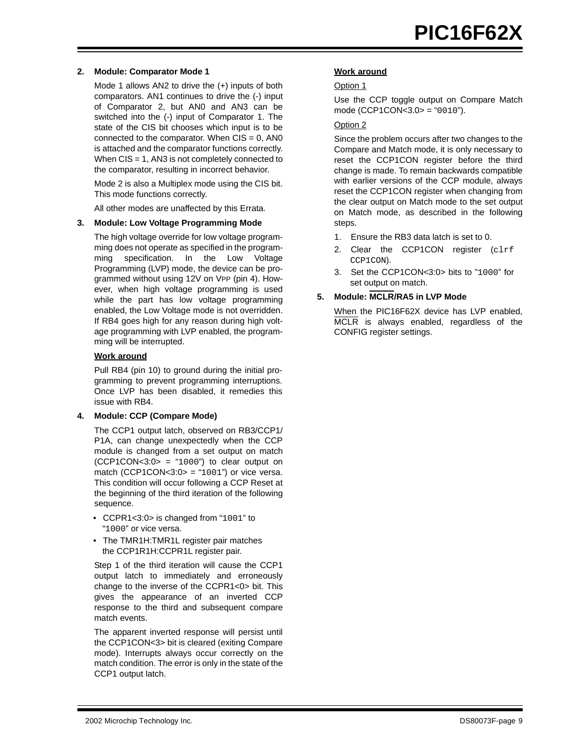2. **Module: Comparator Mode 1**

   Mode 1 allows AN2 to drive the (+) inputs of both comparators. AN1 continues to drive the (-) input of Comparator 2, but AN0 and AN3 can be switched into the (-) input of Comparator 1. The state of the CIS bit chooses which input is to be connected to the comparator. When CIS = 0, AN0 is attached and the comparator functions correctly. When CIS = 1, AN3 is not completely connected to the comparator, resulting in incorrect behavior.

   Mode 2 is also a Multiplex mode using the CIS bit. This mode functions correctly.

   All other modes are unaffected by this Errata.

3. **Module: Low Voltage Programming Mode**

   The high voltage override for low voltage programming does not operate as specified in the programming specification. In the Low Voltage Programming (LVP) mode, the device can be programmed without using 12V on $V_{PP}$ (pin 4). However, when high voltage programming is used while the part has low voltage programming enabled, the Low Voltage mode is not overridden. If RB4 goes high for any reason during high voltage programming with LVP enabled, the programming will be interrupted.

   **Work around**

   Pull RB4 (pin 10) to ground during the initial programming to prevent programming interruptions. Once LVP has been disabled, it remedies this issue with RB4.

4. **Module: CCP (Compare Mode)**

   The CCP1 output latch, observed on RB3/CCP1/P1A, can change unexpectedly when the CCP module is changed from a set output on match (CCP1CON<3:0> = "1000") to clear output on match (CCP1CON<3:0> = "1001") or vice versa. This condition will occur following a CCP Reset at the beginning of the third iteration of the following sequence.

   - CCPR1<3:0> is changed from "1001" to "1000" or vice versa.
   - The TMR1H:TMR1L register pair matches the CCP1R1H:CCPR1L register pair.

   Step 1 of the third iteration will cause the CCP1 output latch to immediately and erroneously change to the inverse of the CCPR1<0> bit. This gives the appearance of an inverted CCP response to the third and subsequent compare match events.

   The apparent inverted response will persist until the CCP1CON<3> bit is cleared (exiting Compare mode). Interrupts always occur correctly on the match condition. The error is only in the state of the CCP1 output latch.

   **Work around**

   Option 1

   Use the CCP toggle output on Compare Match mode (CCP1CON<3.0> = "0010").

   Option 2

   Since the problem occurs after two changes to the Compare and Match mode, it is only necessary to reset the CCP1CON register before the third change is made. To remain backwards compatible with earlier versions of the CCP module, always reset the CCP1CON register when changing from the clear output on Match mode to the set output on Match mode, as described in the following steps.

   1. Ensure the RB3 data latch is set to 0.
   2. Clear the CCP1CON register (`clrf CCP1CON`).
   3. Set the CCP1CON<3:0> bits to "1000" for set output on match.

5. **Module: $\overline{\text{MCLR}}$/RA5 in LVP Mode**

   When the PIC16F62X device has LVP enabled, $\overline{\text{MCLR}}$ is always enabled, regardless of the CONFIG register settings.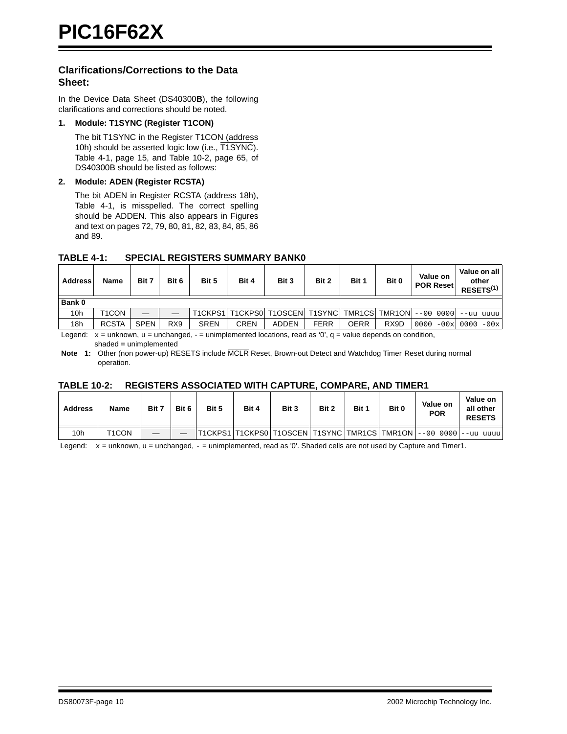## Clarifications/Corrections to the Data Sheet:

In the Device Data Sheet (DS40300**B**), the following clarifications and corrections should be noted.

1. **Module: T1SYNC (Register T1CON)**

   The bit T1SYNC in the Register T1CON (address 10h) should be asserted logic low (i.e., $\overline{\text{T1SYNC}}$). Table 4-1, page 15, and Table 10-2, page 65, of DS40300B should be listed as follows:

2. **Module: ADEN (Register RCSTA)**

   The bit ADEN in Register RCSTA (address 18h), Table 4-1, is misspelled. The correct spelling should be ADDEN. This also appears in Figures and text on pages 72, 79, 80, 81, 82, 83, 84, 85, 86 and 89.

**TABLE 4-1: SPECIAL REGISTERS SUMMARY BANK0**

| Address | Name | Bit 7 | Bit 6 | Bit 5 | Bit 4 | Bit 3 | Bit 2 | Bit 1 | Bit 0 | Value on POR Reset | Value on all other RESETS(1) |
|---|---|---|---|---|---|---|---|---|---|---|---|
| **Bank 0** | | | | | | | | | | | |
| 10h | T1CON | — | — | T1CKPS1 | T1CKPS0 | T1OSCEN | T1SYNC | TMR1CS | TMR1ON | --00 0000 | --uu uuuu |
| 18h | RCSTA | SPEN | RX9 | SREN | CREN | ADDEN | FERR | OERR | RX9D | 0000 -00x | 0000 -00x |

Legend: x = unknown, u = unchanged, - = unimplemented locations, read as '0', q = value depends on condition, shaded = unimplemented

**Note 1:** Other (non power-up) RESETS include $\overline{\text{MCLR}}$ Reset, Brown-out Detect and Watchdog Timer Reset during normal operation.

**TABLE 10-2: REGISTERS ASSOCIATED WITH CAPTURE, COMPARE, AND TIMER1**

| Address | Name | Bit 7 | Bit 6 | Bit 5 | Bit 4 | Bit 3 | Bit 2 | Bit 1 | Bit 0 | Value on POR | Value on all other RESETS |
|---|---|---|---|---|---|---|---|---|---|---|---|
| 10h | T1CON | — | — | T1CKPS1 | T1CKPS0 | T1OSCEN | T1SYNC | TMR1CS | TMR1ON | --00 0000 | --uu uuuu |

Legend: x = unknown, u = unchanged, - = unimplemented, read as '0'. Shaded cells are not used by Capture and Timer1.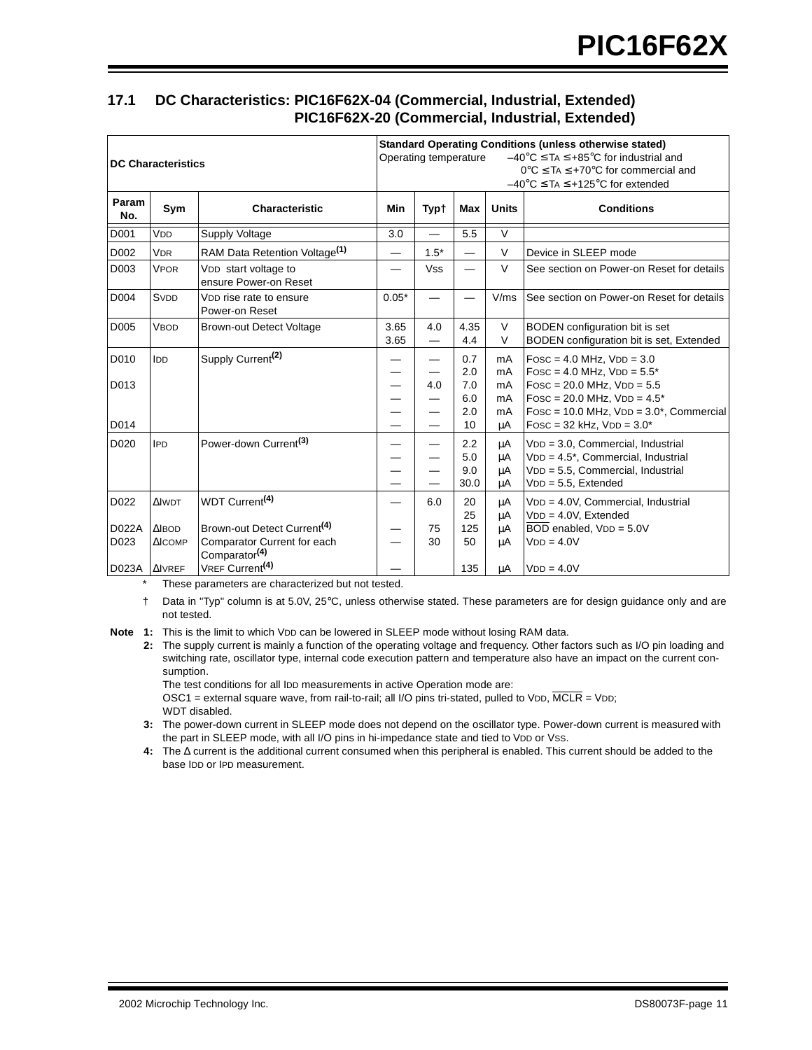## 17.1 DC Characteristics: PIC16F62X-04 (Commercial, Industrial, Extended) PIC16F62X-20 (Commercial, Industrial, Extended)

| DC Characteristics | | | Standard Operating Conditions (unless otherwise stated) Operating temperature –40°C ≤ TA ≤ +85°C for industrial and 0°C ≤ TA ≤ +70°C for commercial and –40°C ≤ TA ≤ +125°C for extended | | | | |
|---|---|---|---|---|---|---|---|
| Param No. | Sym | Characteristic | Min | Typ† | Max | Units | Conditions |
| D001 | VDD | Supply Voltage | 3.0 | — | 5.5 | V | |
| D002 | VDR | RAM Data Retention Voltage(1) | — | 1.5* | — | V | Device in SLEEP mode |
| D003 | VPOR | VDD start voltage to ensure Power-on Reset | — | Vss | — | V | See section on Power-on Reset for details |
| D004 | SVDD | VDD rise rate to ensure Power-on Reset | 0.05* | — | — | V/ms | See section on Power-on Reset for details |
| D005 | VBOD | Brown-out Detect Voltage | 3.65<br>3.65 | 4.0<br>— | 4.35<br>4.4 | V<br>V | BODEN configuration bit is set<br>BODEN configuration bit is set, Extended |
| D010<br><br>D013<br><br><br>D014 | IDD | Supply Current(2) | —<br>—<br>—<br>—<br>—<br>— | —<br>—<br>4.0<br>—<br>—<br>— | 0.7<br>2.0<br>7.0<br>6.0<br>2.0<br>10 | mA<br>mA<br>mA<br>mA<br>mA<br>μA | FOSC = 4.0 MHz, VDD = 3.0<br>FOSC = 4.0 MHz, VDD = 5.5*<br>FOSC = 20.0 MHz, VDD = 5.5<br>FOSC = 20.0 MHz, VDD = 4.5*<br>FOSC = 10.0 MHz, VDD = 3.0*, Commercial<br>FOSC = 32 kHz, VDD = 3.0* |
| D020 | IPD | Power-down Current(3) | —<br>—<br>—<br>— | —<br>—<br>—<br>— | 2.2<br>5.0<br>9.0<br>30.0 | μA<br>μA<br>μA<br>μA | VDD = 3.0, Commercial, Industrial<br>VDD = 4.5*, Commercial, Industrial<br>VDD = 5.5, Commercial, Industrial<br>VDD = 5.5, Extended |
| D022 | ΔIWDT | WDT Current(4) | — | 6.0 | 20<br>25 | μA<br>μA | VDD = 4.0V, Commercial, Industrial<br>VDD = 4.0V, Extended |
| D022A | ΔIBOD | Brown-out Detect Current(4) | — | 75 | 125 | μA | BOD enabled, VDD = 5.0V |
| D023 | ΔICOMP | Comparator Current for each Comparator(4) | — | 30 | 50 | μA | VDD = 4.0V |
| D023A | ΔIVREF | VREF Current(4) | — | | 135 | μA | VDD = 4.0V |

\* These parameters are characterized but not tested.

† Data in "Typ" column is at 5.0V, 25°C, unless otherwise stated. These parameters are for design guidance only and are not tested.

**Note 1:** This is the limit to which VDD can be lowered in SLEEP mode without losing RAM data.

**2:** The supply current is mainly a function of the operating voltage and frequency. Other factors such as I/O pin loading and switching rate, oscillator type, internal code execution pattern and temperature also have an impact on the current consumption.
The test conditions for all IDD measurements in active Operation mode are:
OSC1 = external square wave, from rail-to-rail; all I/O pins tri-stated, pulled to VDD, MCLR = VDD;
WDT disabled.

**3:** The power-down current in SLEEP mode does not depend on the oscillator type. Power-down current is measured with the part in SLEEP mode, with all I/O pins in hi-impedance state and tied to VDD or VSS.

**4:** The Δ current is the additional current consumed when this peripheral is enabled. This current should be added to the base IDD or IPD measurement.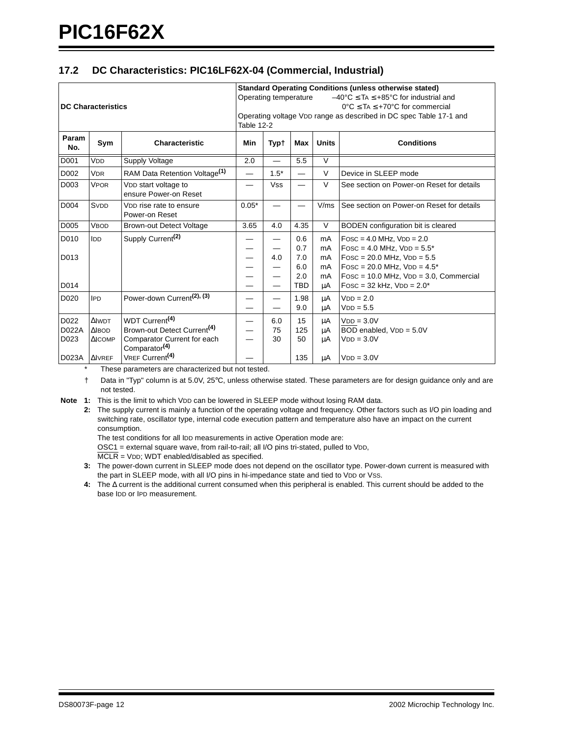## 17.2 DC Characteristics: PIC16LF62X-04 (Commercial, Industrial)

| DC Characteristics | | | Standard Operating Conditions (unless otherwise stated)<br>Operating temperature –40°C ≤ TA ≤ +85°C for industrial and<br>0°C ≤ TA ≤ +70°C for commercial<br>Operating voltage VDD range as described in DC spec Table 17-1 and Table 12-2 | | | | |
|---|---|---|---|---|---|---|---|
| **Param No.** | **Sym** | **Characteristic** | **Min** | **Typ†** | **Max** | **Units** | **Conditions** |
| D001 | VDD | Supply Voltage | 2.0 | — | 5.5 | V | |
| D002 | VDR | RAM Data Retention Voltage(1) | — | 1.5* | — | V | Device in SLEEP mode |
| D003 | VPOR | VDD start voltage to ensure Power-on Reset | — | VSS | — | V | See section on Power-on Reset for details |
| D004 | SVDD | VDD rise rate to ensure Power-on Reset | 0.05* | — | — | V/ms | See section on Power-on Reset for details |
| D005 | VBOD | Brown-out Detect Voltage | 3.65 | 4.0 | 4.35 | V | BODEN configuration bit is cleared |
| D010 | IDD | Supply Current(2) | — | — | 0.6 | mA | FOSC = 4.0 MHz, VDD = 2.0 |
| | | | — | — | 0.7 | mA | FOSC = 4.0 MHz, VDD = 5.5* |
| D013 | | | — | 4.0 | 7.0 | mA | FOSC = 20.0 MHz, VDD = 5.5 |
| | | | — | — | 6.0 | mA | FOSC = 20.0 MHz, VDD = 4.5* |
| | | | — | — | 2.0 | mA | FOSC = 10.0 MHz, VDD = 3.0, Commercial |
| D014 | | | — | — | TBD | μA | FOSC = 32 kHz, VDD = 2.0* |
| D020 | IPD | Power-down Current(2), (3) | — | — | 1.98 | μA | VDD = 2.0 |
| | | | — | — | 9.0 | μA | VDD = 5.5 |
| D022 | ΔIWDT | WDT Current(4) | — | 6.0 | 15 | μA | VDD = 3.0V |
| D022A | ΔIBOD | Brown-out Detect Current(4) | — | 75 | 125 | μA | BOD enabled, VDD = 5.0V |
| D023 | ΔICOMP | Comparator Current for each Comparator(4) | — | 30 | 50 | μA | VDD = 3.0V |
| D023A | ΔIVREF | VREF Current(4) | — | | 135 | μA | VDD = 3.0V |

\* These parameters are characterized but not tested.

† Data in "Typ" column is at 5.0V, 25°C, unless otherwise stated. These parameters are for design guidance only and are not tested.

**Note 1:** This is the limit to which VDD can be lowered in SLEEP mode without losing RAM data.

**2:** The supply current is mainly a function of the operating voltage and frequency. Other factors such as I/O pin loading and switching rate, oscillator type, internal code execution pattern and temperature also have an impact on the current consumption.

The test conditions for all IDD measurements in active Operation mode are:

OSC1 = external square wave, from rail-to-rail; all I/O pins tri-stated, pulled to VDD,

MCLR = VDD; WDT enabled/disabled as specified.

**3:** The power-down current in SLEEP mode does not depend on the oscillator type. Power-down current is measured with the part in SLEEP mode, with all I/O pins in hi-impedance state and tied to VDD or VSS.

**4:** The Δ current is the additional current consumed when this peripheral is enabled. This current should be added to the base IDD or IPD measurement.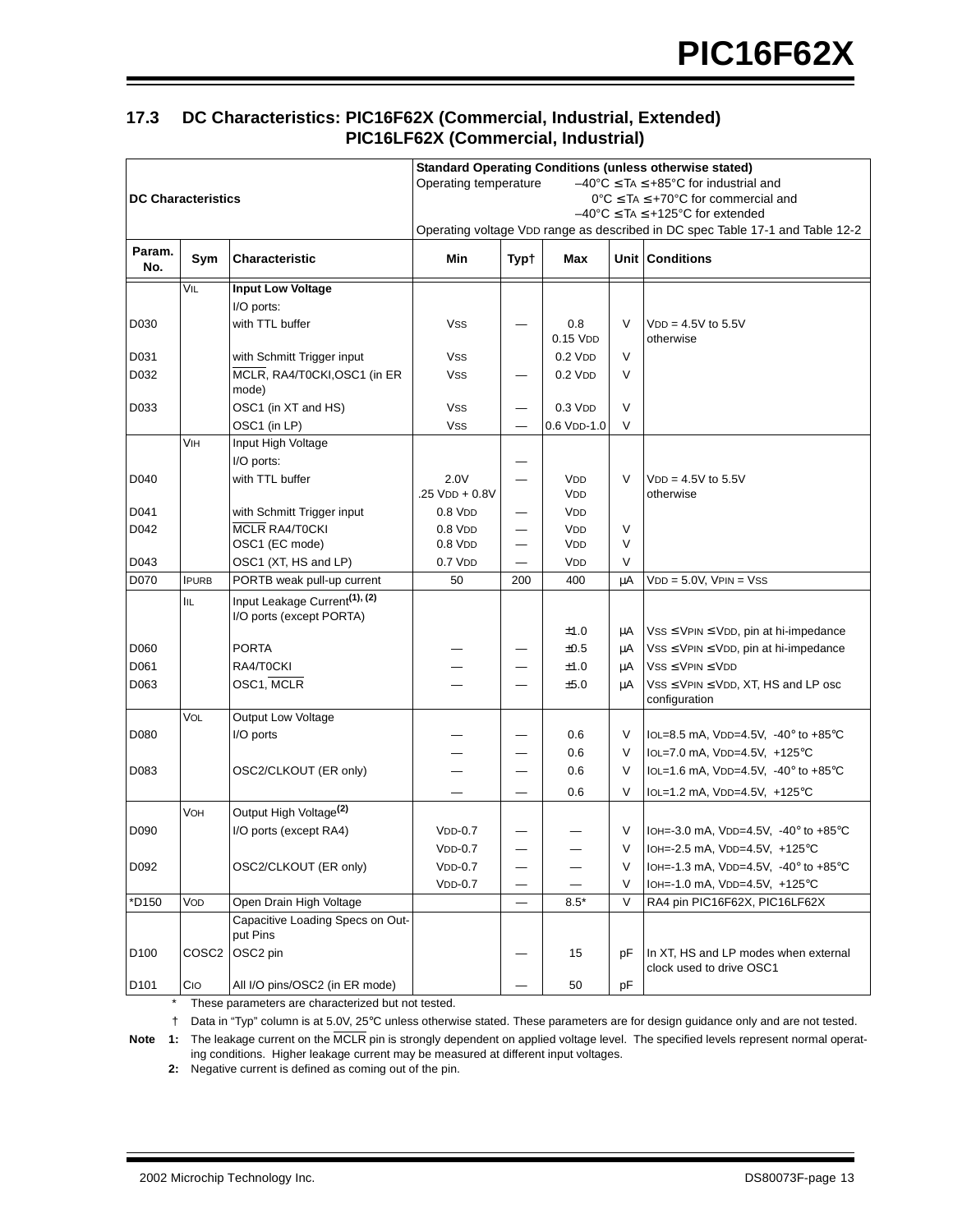## 17.3 DC Characteristics: PIC16F62X (Commercial, Industrial, Extended) PIC16LF62X (Commercial, Industrial)

| DC Characteristics | | | Standard Operating Conditions (unless otherwise stated)<br>Operating temperature –40°C ≤ TA ≤ +85°C for industrial and<br>0°C ≤ TA ≤ +70°C for commercial and<br>–40°C ≤ TA ≤ +125°C for extended<br>Operating voltage VDD range as described in DC spec Table 17-1 and Table 12-2 | | | | |
|---|---|---|---|---|---|---|---|
| Param. No. | Sym | Characteristic | Min | Typ† | Max | Unit | Conditions |
| | VIL | **Input Low Voltage** | | | | | |
| | | I/O ports: | | | | | |
| D030 | | with TTL buffer | VSS | — | 0.8<br>0.15 VDD | V | VDD = 4.5V to 5.5V<br>otherwise |
| D031 | | with Schmitt Trigger input | VSS | | 0.2 VDD | V | |
| D032 | | MCLR, RA4/T0CKI,OSC1 (in ER mode) | VSS | — | 0.2 VDD | V | |
| D033 | | OSC1 (in XT and HS) | VSS | — | 0.3 VDD | V | |
| | | OSC1 (in LP) | VSS | — | 0.6 VDD-1.0 | V | |
| | VIH | Input High Voltage | | | | | |
| | | I/O ports: | | — | | | |
| D040 | | with TTL buffer | 2.0V<br>.25 VDD + 0.8V | — | VDD<br>VDD | V | VDD = 4.5V to 5.5V<br>otherwise |
| D041 | | with Schmitt Trigger input | 0.8 VDD | — | VDD | | |
| D042 | | MCLR RA4/T0CKI<br>OSC1 (EC mode) | 0.8 VDD<br>0.8 VDD | —<br>— | VDD<br>VDD | V<br>V | |
| D043 | | OSC1 (XT, HS and LP) | 0.7 VDD | — | VDD | V | |
| D070 | IPURB | PORTB weak pull-up current | 50 | 200 | 400 | μA | VDD = 5.0V, VPIN = VSS |
| | IIL | Input Leakage Current[(1), (2)]<br>I/O ports (except PORTA) | | | ±1.0 | μA | VSS ≤ VPIN ≤ VDD, pin at hi-impedance |
| D060 | | PORTA | — | — | ±0.5 | μA | VSS ≤ VPIN ≤ VDD, pin at hi-impedance |
| D061 | | RA4/T0CKI | — | — | ±1.0 | μA | VSS ≤ VPIN ≤ VDD |
| D063 | | OSC1, MCLR | — | — | ±5.0 | μA | VSS ≤ VPIN ≤ VDD, XT, HS and LP osc configuration |
| | VOL | Output Low Voltage | | | | | |
| D080 | | I/O ports | — | — | 0.6 | V | IOL=8.5 mA, VDD=4.5V, -40° to +85°C |
| | | | — | — | 0.6 | V | IOL=7.0 mA, VDD=4.5V, +125°C |
| D083 | | OSC2/CLKOUT (ER only) | — | — | 0.6 | V | IOL=1.6 mA, VDD=4.5V, -40° to +85°C |
| | | | — | — | 0.6 | V | IOL=1.2 mA, VDD=4.5V, +125°C |
| | VOH | Output High Voltage[(2)] | | | | | |
| D090 | | I/O ports (except RA4) | VDD-0.7 | — | — | V | IOH=-3.0 mA, VDD=4.5V, -40° to +85°C |
| | | | VDD-0.7 | — | — | V | IOH=-2.5 mA, VDD=4.5V, +125°C |
| D092 | | OSC2/CLKOUT (ER only) | VDD-0.7 | — | — | V | IOH=-1.3 mA, VDD=4.5V, -40° to +85°C |
| | | | VDD-0.7 | — | — | V | IOH=-1.0 mA, VDD=4.5V, +125°C |
| *D150 | VOD | Open Drain High Voltage | | — | 8.5* | V | RA4 pin PIC16F62X, PIC16LF62X |
| | | Capacitive Loading Specs on Output Pins | | | | | |
| D100 | COSC2 | OSC2 pin | | — | 15 | pF | In XT, HS and LP modes when external clock used to drive OSC1 |
| D101 | CIO | All I/O pins/OSC2 (in ER mode) | | — | 50 | pF | |

\* These parameters are characterized but not tested.

† Data in "Typ" column is at 5.0V, 25°C unless otherwise stated. These parameters are for design guidance only and are not tested.

**Note 1:** The leakage current on the MCLR pin is strongly dependent on applied voltage level. The specified levels represent normal operating conditions. Higher leakage current may be measured at different input voltages.

**2:** Negative current is defined as coming out of the pin.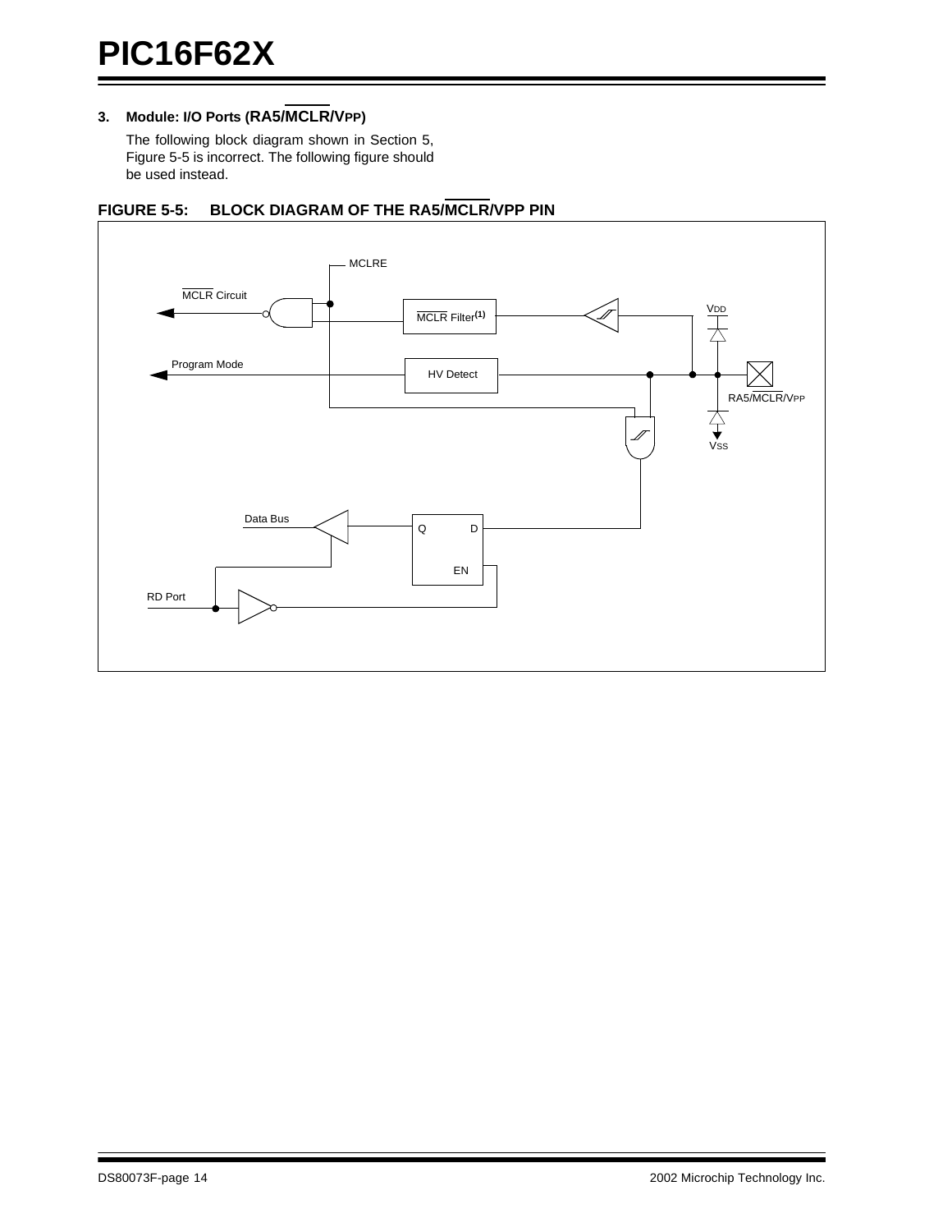### 3. Module: I/O Ports (RA5/$\overline{\text{MCLR}}$/VPP)

The following block diagram shown in Section 5, Figure 5-5 is incorrect. The following figure should be used instead.

**FIGURE 5-5: BLOCK DIAGRAM OF THE RA5/$\overline{\text{MCLR}}$/VPP PIN**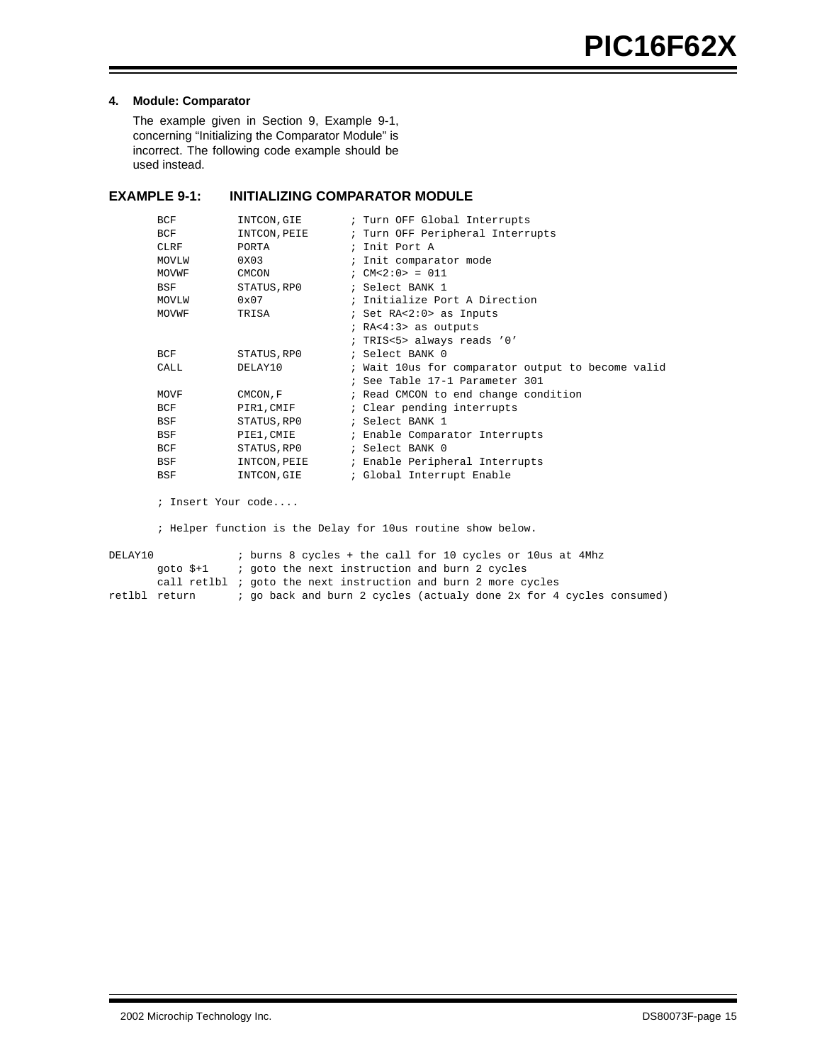**4. Module: Comparator**

The example given in Section 9, Example 9-1, concerning “Initializing the Comparator Module” is incorrect. The following code example should be used instead.

### EXAMPLE 9-1: INITIALIZING COMPARATOR MODULE

```
        BCF         INTCON,GIE        ; Turn OFF Global Interrupts
        BCF         INTCON,PEIE       ; Turn OFF Peripheral Interrupts
        CLRF        PORTA             ; Init Port A
        MOVLW       0X03              ; Init comparator mode
        MOVWF       CMCON             ; CM<2:0> = 011
        BSF         STATUS,RP0        ; Select BANK 1
        MOVLW       0x07              ; Initialize Port A Direction
        MOVWF       TRISA             ; Set RA<2:0> as Inputs
                                      ; RA<4:3> as outputs
                                      ; TRIS<5> always reads '0'
        BCF         STATUS,RP0        ; Select BANK 0
        CALL        DELAY10           ; Wait 10us for comparator output to become valid
                                      ; See Table 17-1 Parameter 301
        MOVF        CMCON,F           ; Read CMCON to end change condition
        BCF         PIR1,CMIF         ; Clear pending interrupts
        BSF         STATUS,RP0        ; Select BANK 1
        BSF         PIE1,CMIE         ; Enable Comparator Interrupts
        BCF         STATUS,RP0        ; Select BANK 0
        BSF         INTCON,PEIE       ; Enable Peripheral Interrupts
        BSF         INTCON,GIE        ; Global Interrupt Enable

        ; Insert Your code....

        ; Helper function is the Delay for 10us routine show below.

DELAY10             ; burns 8 cycles + the call for 10 cycles or 10us at 4Mhz
        goto $+1    ; goto the next instruction and burn 2 cycles
        call retlbl ; goto the next instruction and burn 2 more cycles
retlbl  return      ; go back and burn 2 cycles (actualy done 2x for 4 cycles consumed)
```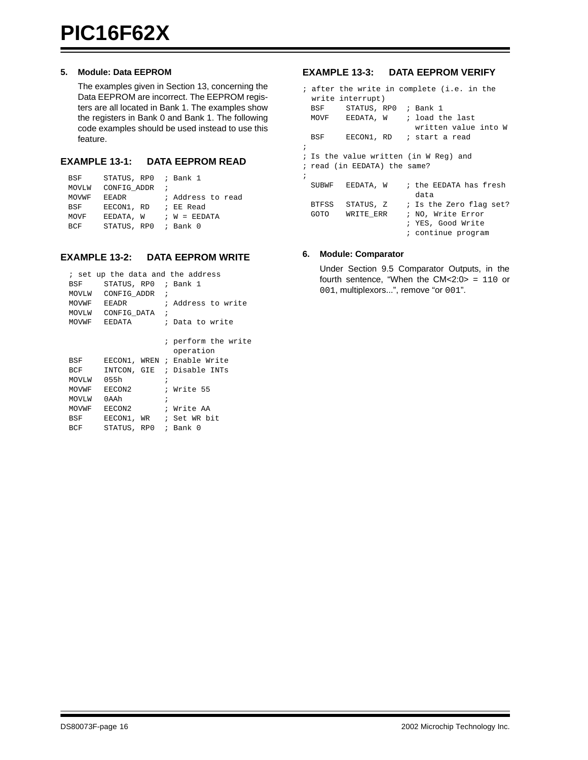5. **Module: Data EEPROM**

   The examples given in Section 13, concerning the Data EEPROM are incorrect. The EEPROM registers are all located in Bank 1. The examples show the registers in Bank 0 and Bank 1. The following code examples should be used instead to use this feature.

### EXAMPLE 13-1: DATA EEPROM READ

```
BSF     STATUS, RP0  ; Bank 1
MOVLW   CONFIG_ADDR  ;
MOVWF   EEADR        ; Address to read
BSF     EECON1, RD   ; EE Read
MOVF    EEDATA, W    ; W = EEDATA
BCF     STATUS, RP0  ; Bank 0
```

### EXAMPLE 13-2: DATA EEPROM WRITE

```
  ; set up the data and the address
BSF     STATUS, RP0  ; Bank 1
MOVLW   CONFIG_ADDR  ;
MOVWF   EEADR        ; Address to write
MOVLW   CONFIG_DATA  ;
MOVWF   EEDATA       ; Data to write

                     ; perform the write
                       operation
BSF     EECON1, WREN ; Enable Write
BCF     INTCON, GIE  ; Disable INTs
MOVLW   055h         ;
MOVWF   EECON2       ; Write 55
MOVLW   0AAh         ;
MOVWF   EECON2       ; Write AA
BSF     EECON1, WR   ; Set WR bit
BCF     STATUS, RP0  ; Bank 0
```

### EXAMPLE 13-3: DATA EEPROM VERIFY

```
; after the write in complete (i.e. in the
  write interrupt)
  BSF     STATUS, RP0  ; Bank 1
  MOVF    EEDATA, W    ; load the last
                         written value into W
  BSF     EECON1, RD   ; start a read
;
; Is the value written (in W Reg) and
; read (in EEDATA) the same?
;
  SUBWF   EEDATA, W    ; the EEDATA has fresh
                         data
  BTFSS   STATUS, Z    ; Is the Zero flag set?
  GOTO    WRITE_ERR    ; NO, Write Error
                       ; YES, Good Write
                       ; continue program
```

6. **Module: Comparator**

   Under Section 9.5 Comparator Outputs, in the fourth sentence, “When the CM<2:0> = `110` or `001`, multiplexors...”, remove “or `001`”.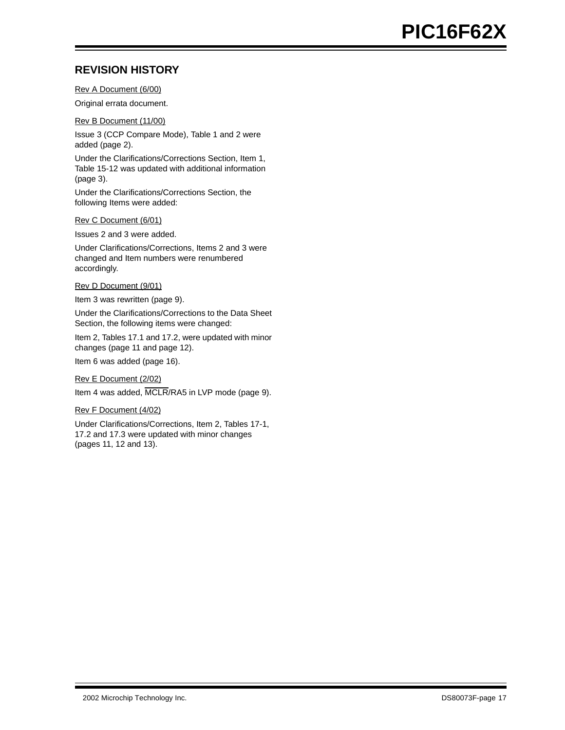## REVISION HISTORY

Rev A Document (6/00)

Original errata document.

Rev B Document (11/00)

Issue 3 (CCP Compare Mode), Table 1 and 2 were added (page 2).

Under the Clarifications/Corrections Section, Item 1, Table 15-12 was updated with additional information (page 3).

Under the Clarifications/Corrections Section, the following Items were added:

Rev C Document (6/01)

Issues 2 and 3 were added.

Under Clarifications/Corrections, Items 2 and 3 were changed and Item numbers were renumbered accordingly.

Rev D Document (9/01)

Item 3 was rewritten (page 9).

Under the Clarifications/Corrections to the Data Sheet Section, the following items were changed:

Item 2, Tables 17.1 and 17.2, were updated with minor changes (page 11 and page 12).

Item 6 was added (page 16).

Rev E Document (2/02)

Item 4 was added, $\overline{\text{MCLR}}$/RA5 in LVP mode (page 9).

Rev F Document (4/02)

Under Clarifications/Corrections, Item 2, Tables 17-1, 17.2 and 17.3 were updated with minor changes (pages 11, 12 and 13).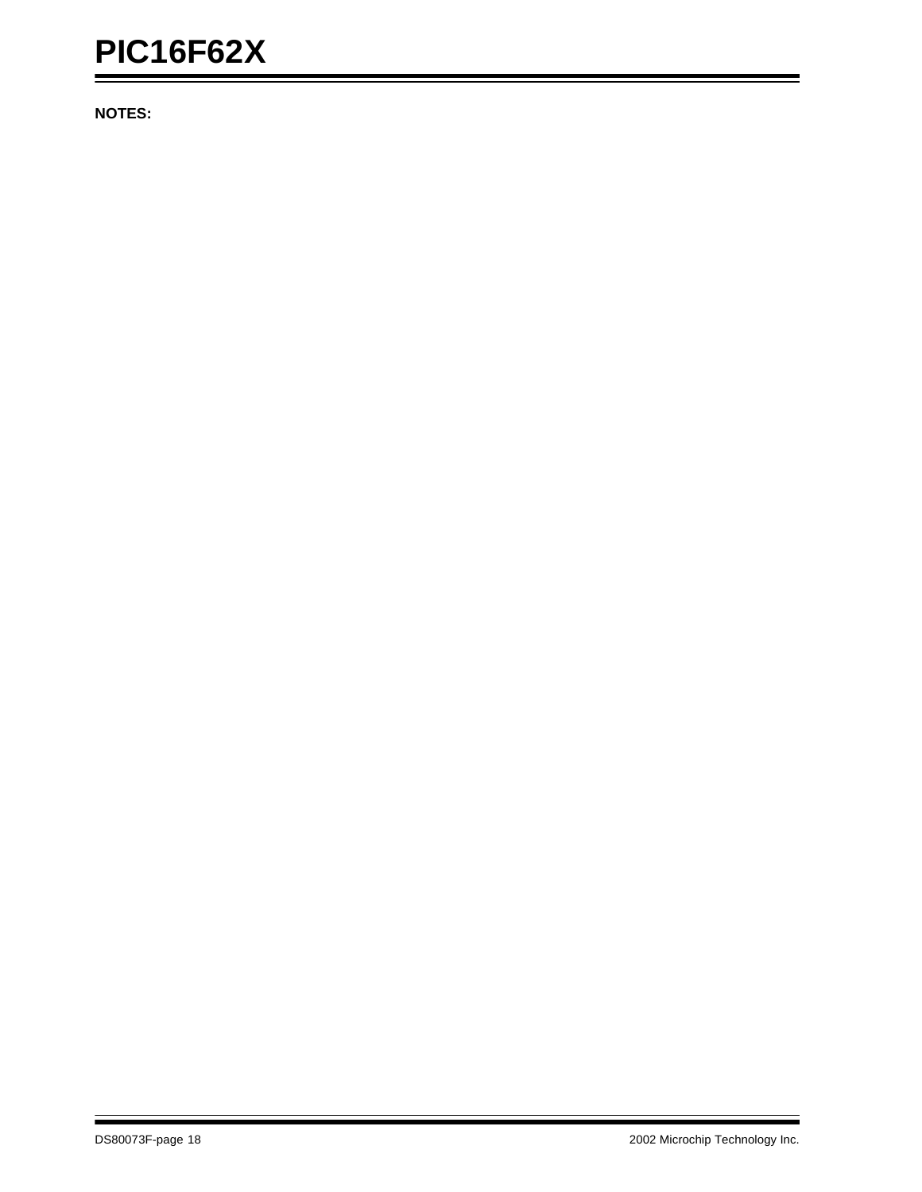**NOTES:**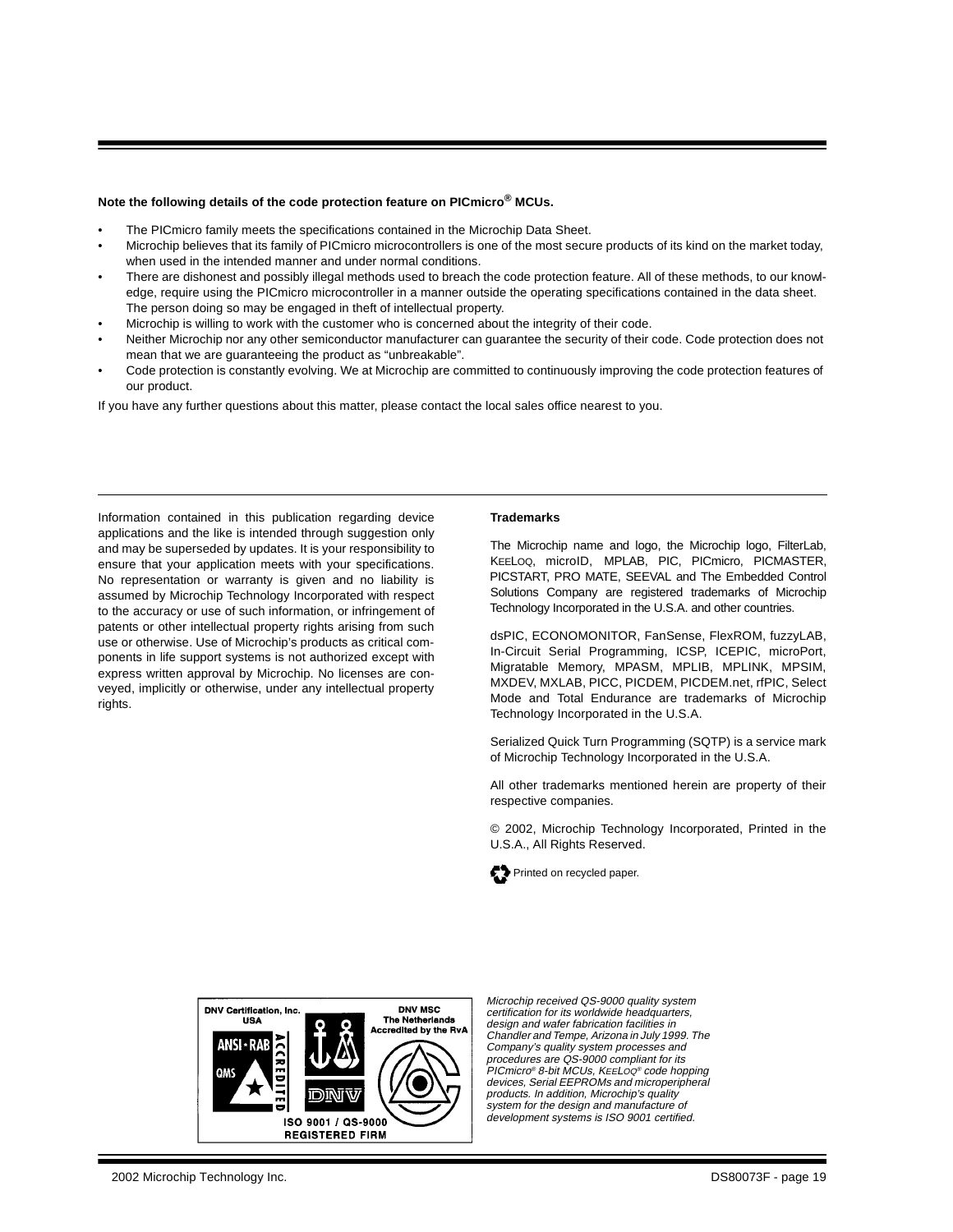**Note the following details of the code protection feature on PICmicro® MCUs.**

- The PICmicro family meets the specifications contained in the Microchip Data Sheet.
- Microchip believes that its family of PICmicro microcontrollers is one of the most secure products of its kind on the market today, when used in the intended manner and under normal conditions.
- There are dishonest and possibly illegal methods used to breach the code protection feature. All of these methods, to our knowledge, require using the PICmicro microcontroller in a manner outside the operating specifications contained in the data sheet. The person doing so may be engaged in theft of intellectual property.
- Microchip is willing to work with the customer who is concerned about the integrity of their code.
- Neither Microchip nor any other semiconductor manufacturer can guarantee the security of their code. Code protection does not mean that we are guaranteeing the product as “unbreakable”.
- Code protection is constantly evolving. We at Microchip are committed to continuously improving the code protection features of our product.

If you have any further questions about this matter, please contact the local sales office nearest to you.

---

Information contained in this publication regarding device applications and the like is intended through suggestion only and may be superseded by updates. It is your responsibility to ensure that your application meets with your specifications. No representation or warranty is given and no liability is assumed by Microchip Technology Incorporated with respect to the accuracy or use of such information, or infringement of patents or other intellectual property rights arising from such use or otherwise. Use of Microchip’s products as critical components in life support systems is not authorized except with express written approval by Microchip. No licenses are conveyed, implicitly or otherwise, under any intellectual property rights.

**Trademarks**

The Microchip name and logo, the Microchip logo, FilterLab, KEELOQ, microID, MPLAB, PIC, PICmicro, PICMASTER, PICSTART, PRO MATE, SEEVAL and The Embedded Control Solutions Company are registered trademarks of Microchip Technology Incorporated in the U.S.A. and other countries.

dsPIC, ECONOMONITOR, FanSense, FlexROM, fuzzyLAB, In-Circuit Serial Programming, ICSP, ICEPIC, microPort, Migratable Memory, MPASM, MPLIB, MPLINK, MPSIM, MXDEV, MXLAB, PICC, PICDEM, PICDEM.net, rfPIC, Select Mode and Total Endurance are trademarks of Microchip Technology Incorporated in the U.S.A.

Serialized Quick Turn Programming (SQTP) is a service mark of Microchip Technology Incorporated in the U.S.A.

All other trademarks mentioned herein are property of their respective companies.

© 2002, Microchip Technology Incorporated, Printed in the U.S.A., All Rights Reserved.

Printed on recycled paper.

DNV Certification, Inc. USA — DNV MSC The Netherlands Accredited by the RvA — ANSI-RAB QMS ACCREDITED — DNV — ISO 9001 / QS-9000 REGISTERED FIRM

*Microchip received QS-9000 quality system certification for its worldwide headquarters, design and wafer fabrication facilities in Chandler and Tempe, Arizona in July 1999. The Company’s quality system processes and procedures are QS-9000 compliant for its PICmicro® 8-bit MCUs, KEELOQ® code hopping devices, Serial EEPROMs and microperipheral products. In addition, Microchip’s quality system for the design and manufacture of development systems is ISO 9001 certified.*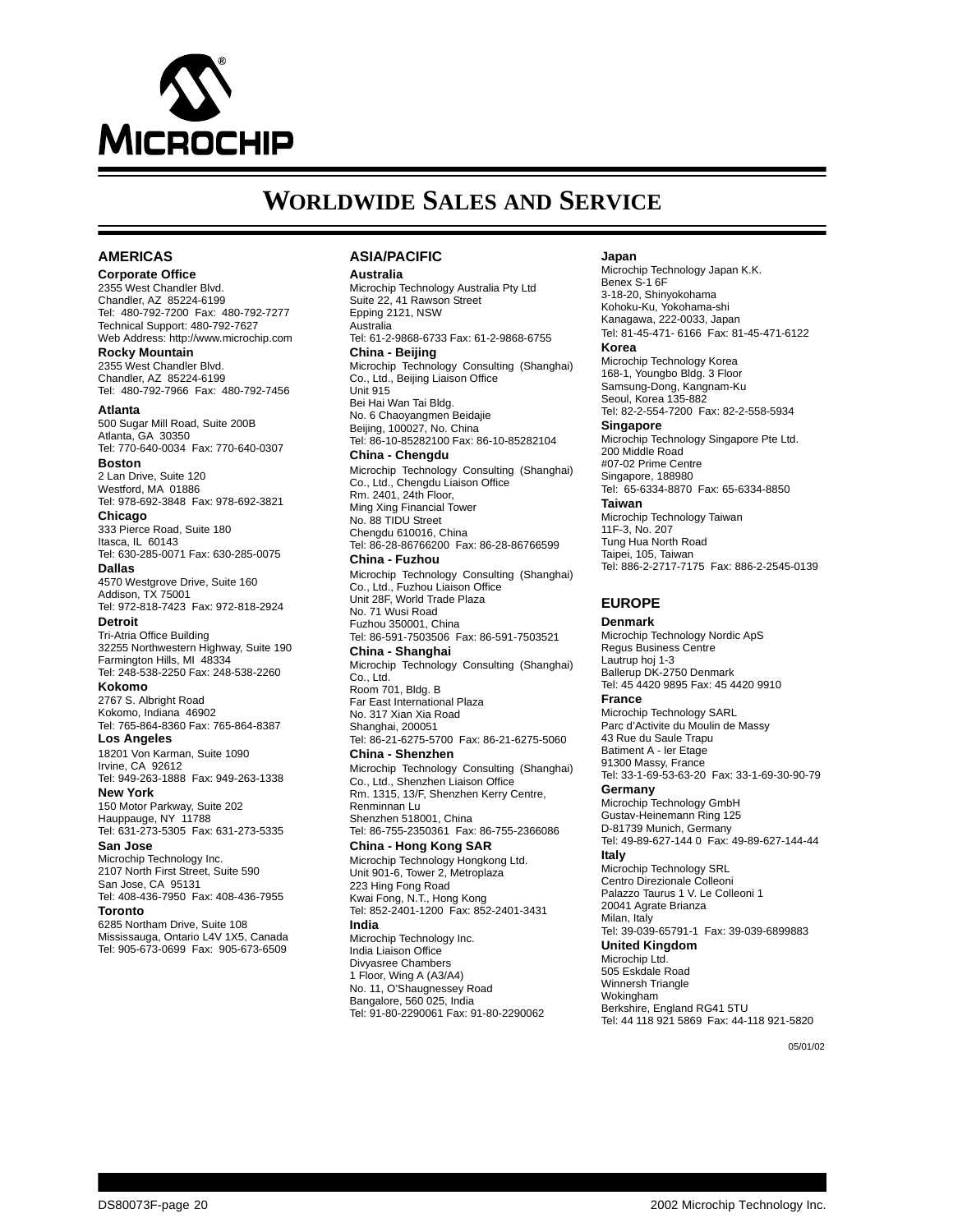# WORLDWIDE SALES AND SERVICE

## AMERICAS

**Corporate Office**
2355 West Chandler Blvd.
Chandler, AZ 85224-6199
Tel: 480-792-7200 Fax: 480-792-7277
Technical Support: 480-792-7627
Web Address: http://www.microchip.com

**Rocky Mountain**
2355 West Chandler Blvd.
Chandler, AZ 85224-6199
Tel: 480-792-7966 Fax: 480-792-7456

**Atlanta**
500 Sugar Mill Road, Suite 200B
Atlanta, GA 30350
Tel: 770-640-0034 Fax: 770-640-0307

**Boston**
2 Lan Drive, Suite 120
Westford, MA 01886
Tel: 978-692-3848 Fax: 978-692-3821

**Chicago**
333 Pierce Road, Suite 180
Itasca, IL 60143
Tel: 630-285-0071 Fax: 630-285-0075

**Dallas**
4570 Westgrove Drive, Suite 160
Addison, TX 75001
Tel: 972-818-7423 Fax: 972-818-2924

**Detroit**
Tri-Atria Office Building
32255 Northwestern Highway, Suite 190
Farmington Hills, MI 48334
Tel: 248-538-2250 Fax: 248-538-2260

**Kokomo**
2767 S. Albright Road
Kokomo, Indiana 46902
Tel: 765-864-8360 Fax: 765-864-8387

**Los Angeles**
18201 Von Karman, Suite 1090
Irvine, CA 92612
Tel: 949-263-1888 Fax: 949-263-1338

**New York**
150 Motor Parkway, Suite 202
Hauppauge, NY 11788
Tel: 631-273-5305 Fax: 631-273-5335

**San Jose**
Microchip Technology Inc.
2107 North First Street, Suite 590
San Jose, CA 95131
Tel: 408-436-7950 Fax: 408-436-7955

**Toronto**
6285 Northam Drive, Suite 108
Mississauga, Ontario L4V 1X5, Canada
Tel: 905-673-0699 Fax: 905-673-6509

## ASIA/PACIFIC

**Australia**
Microchip Technology Australia Pty Ltd
Suite 22, 41 Rawson Street
Epping 2121, NSW
Australia
Tel: 61-2-9868-6733 Fax: 61-2-9868-6755

**China - Beijing**
Microchip Technology Consulting (Shanghai) Co., Ltd., Beijing Liaison Office
Unit 915
Bei Hai Wan Tai Bldg.
No. 6 Chaoyangmen Beidajie
Beijing, 100027, No. China
Tel: 86-10-85282100 Fax: 86-10-85282104

**China - Chengdu**
Microchip Technology Consulting (Shanghai) Co., Ltd., Chengdu Liaison Office
Rm. 2401, 24th Floor,
Ming Xing Financial Tower
No. 88 TIDU Street
Chengdu 610016, China
Tel: 86-28-86766200 Fax: 86-28-86766599

**China - Fuzhou**
Microchip Technology Consulting (Shanghai) Co., Ltd., Fuzhou Liaison Office
Unit 28F, World Trade Plaza
No. 71 Wusi Road
Fuzhou 350001, China
Tel: 86-591-7503506 Fax: 86-591-7503521

**China - Shanghai**
Microchip Technology Consulting (Shanghai) Co., Ltd.
Room 701, Bldg. B
Far East International Plaza
No. 317 Xian Xia Road
Shanghai, 200051
Tel: 86-21-6275-5700 Fax: 86-21-6275-5060

**China - Shenzhen**
Microchip Technology Consulting (Shanghai) Co., Ltd., Shenzhen Liaison Office
Rm. 1315, 13/F, Shenzhen Kerry Centre,
Renminnan Lu
Shenzhen 518001, China
Tel: 86-755-2350361 Fax: 86-755-2366086

**China - Hong Kong SAR**
Microchip Technology Hongkong Ltd.
Unit 901-6, Tower 2, Metroplaza
223 Hing Fong Road
Kwai Fong, N.T., Hong Kong
Tel: 852-2401-1200 Fax: 852-2401-3431

**India**
Microchip Technology Inc.
India Liaison Office
Divyasree Chambers
1 Floor, Wing A (A3/A4)
No. 11, O'Shaugnessey Road
Bangalore, 560 025, India
Tel: 91-80-2290061 Fax: 91-80-2290062

**Japan**
Microchip Technology Japan K.K.
Benex S-1 6F
3-18-20, Shinyokohama
Kohoku-Ku, Yokohama-shi
Kanagawa, 222-0033, Japan
Tel: 81-45-471- 6166 Fax: 81-45-471-6122

**Korea**
Microchip Technology Korea
168-1, Youngbo Bldg. 3 Floor
Samsung-Dong, Kangnam-Ku
Seoul, Korea 135-882
Tel: 82-2-554-7200 Fax: 82-2-558-5934

**Singapore**
Microchip Technology Singapore Pte Ltd.
200 Middle Road
#07-02 Prime Centre
Singapore, 188980
Tel: 65-6334-8870 Fax: 65-6334-8850

**Taiwan**
Microchip Technology Taiwan
11F-3, No. 207
Tung Hua North Road
Taipei, 105, Taiwan
Tel: 886-2-2717-7175 Fax: 886-2-2545-0139

## EUROPE

**Denmark**
Microchip Technology Nordic ApS
Regus Business Centre
Lautrup hoj 1-3
Ballerup DK-2750 Denmark
Tel: 45 4420 9895 Fax: 45 4420 9910

**France**
Microchip Technology SARL
Parc d'Activite du Moulin de Massy
43 Rue du Saule Trapu
Batiment A - ler Etage
91300 Massy, France
Tel: 33-1-69-53-63-20 Fax: 33-1-69-30-90-79

**Germany**
Microchip Technology GmbH
Gustav-Heinemann Ring 125
D-81739 Munich, Germany
Tel: 49-89-627-144 0 Fax: 49-89-627-144-44

**Italy**
Microchip Technology SRL
Centro Direzionale Colleoni
Palazzo Taurus 1 V. Le Colleoni 1
20041 Agrate Brianza
Milan, Italy
Tel: 39-039-65791-1 Fax: 39-039-6899883

**United Kingdom**
Microchip Ltd.
505 Eskdale Road
Winnersh Triangle
Wokingham
Berkshire, England RG41 5TU
Tel: 44 118 921 5869 Fax: 44-118 921-5820

05/01/02